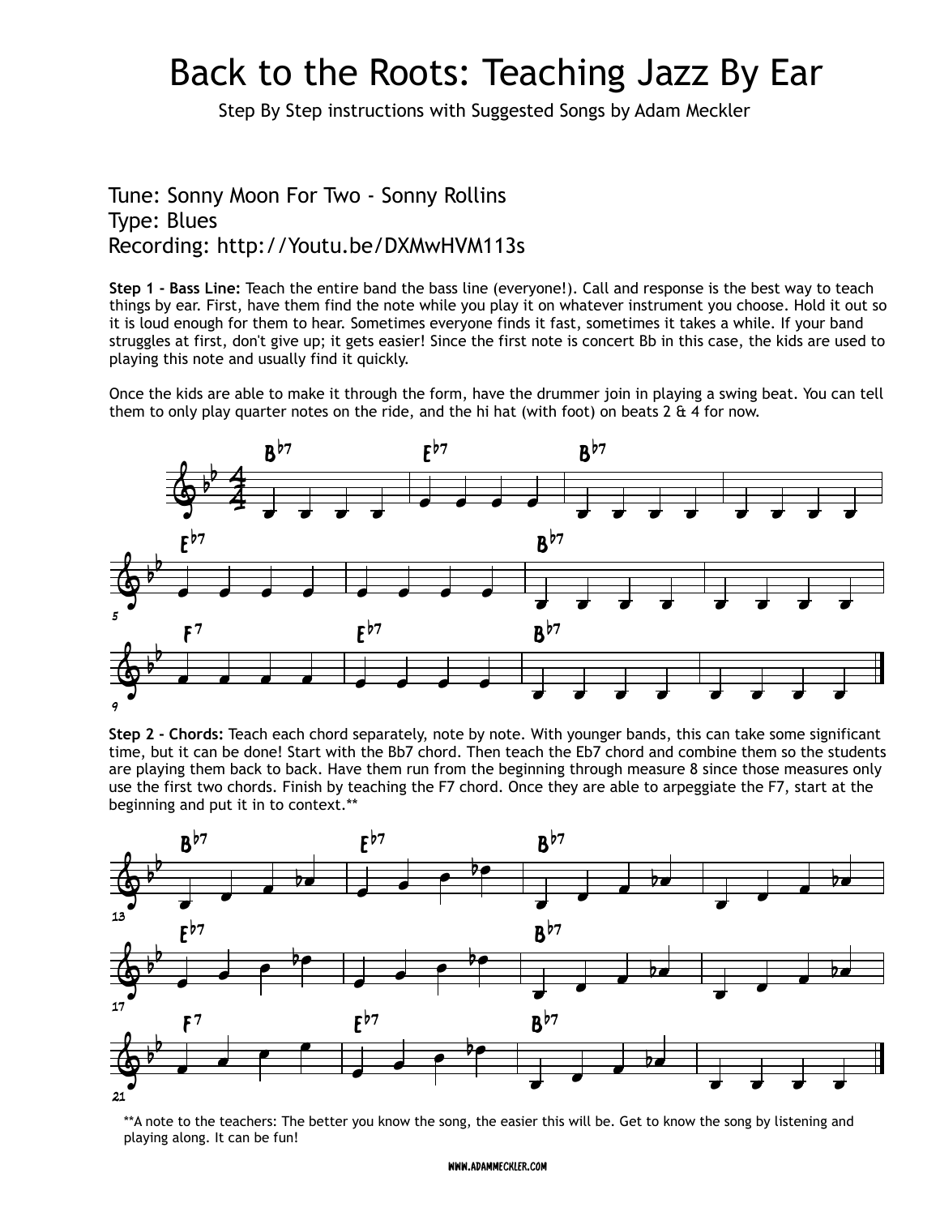# Back to the Roots: Teaching Jazz By Ear

Step By Step instructions with Suggested Songs by Adam Meckler

Tune: Sonny Moon For Two - Sonny Rollins
Type: Blues
Recording: http://Youtu.be/DXMwHVM113s

**Step 1 - Bass Line:** Teach the entire band the bass line (everyone!). Call and response is the best way to teach things by ear. First, have them find the note while you play it on whatever instrument you choose. Hold it out so it is loud enough for them to hear. Sometimes everyone finds it fast, sometimes it takes a while. If your band struggles at first, don't give up; it gets easier! Since the first note is concert Bb in this case, the kids are used to playing this note and usually find it quickly.

Once the kids are able to make it through the form, have the drummer join in playing a swing beat. You can tell them to only play quarter notes on the ride, and the hi hat (with foot) on beats 2 & 4 for now.

**Step 2 - Chords:** Teach each chord separately, note by note. With younger bands, this can take some significant time, but it can be done! Start with the Bb7 chord. Then teach the Eb7 chord and combine them so the students are playing them back to back. Have them run from the beginning through measure 8 since those measures only use the first two chords. Finish by teaching the F7 chord. Once they are able to arpeggiate the F7, start at the beginning and put it in to context.**

**A note to the teachers: The better you know the song, the easier this will be. Get to know the song by listening and playing along. It can be fun!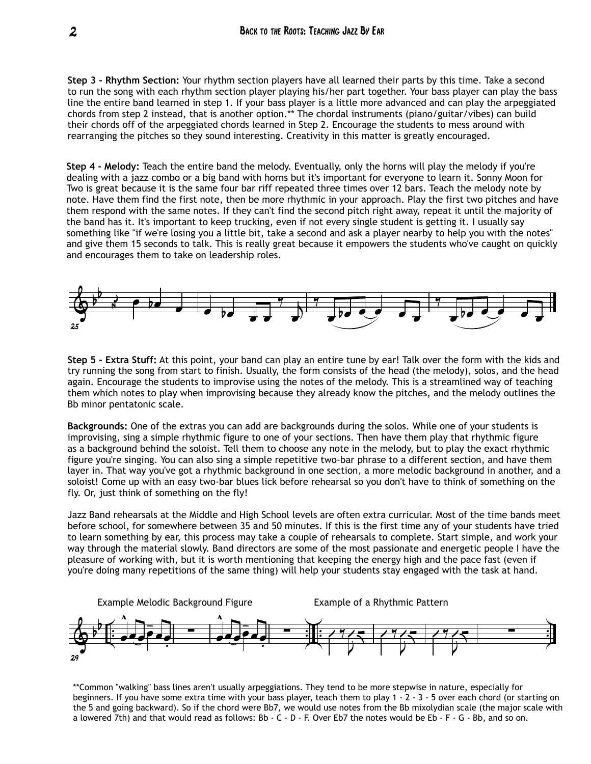**Step 3 - Rhythm Section:** Your rhythm section players have all learned their parts by this time. Take a second to run the song with each rhythm section player playing his/her part together. Your bass player can play the bass line the entire band learned in step 1. If your bass player is a little more advanced and can play the arpeggiated chords from step 2 instead, that is another option.** The chordal instruments (piano/guitar/vibes) can build their chords off of the arpeggiated chords learned in Step 2. Encourage the students to mess around with rearranging the pitches so they sound interesting. Creativity in this matter is greatly encouraged.

**Step 4 - Melody:** Teach the entire band the melody. Eventually, only the horns will play the melody if you're dealing with a jazz combo or a big band with horns but it's important for everyone to learn it. Sonny Moon for Two is great because it is the same four bar riff repeated three times over 12 bars. Teach the melody note by note. Have them find the first note, then be more rhythmic in your approach. Play the first two pitches and have them respond with the same notes. If they can't find the second pitch right away, repeat it until the majority of the band has it. It's important to keep trucking, even if not every single student is getting it. I usually say something like "if we're losing you a little bit, take a second and ask a player nearby to help you with the notes" and give them 15 seconds to talk. This is really great because it empowers the students who've caught on quickly and encourages them to take on leadership roles.

**Step 5 - Extra Stuff:** At this point, your band can play an entire tune by ear! Talk over the form with the kids and try running the song from start to finish. Usually, the form consists of the head (the melody), solos, and the head again. Encourage the students to improvise using the notes of the melody. This is a streamlined way of teaching them which notes to play when improvising because they already know the pitches, and the melody outlines the Bb minor pentatonic scale.

**Backgrounds:** One of the extras you can add are backgrounds during the solos. While one of your students is improvising, sing a simple rhythmic figure to one of your sections. Then have them play that rhythmic figure as a background behind the soloist. Tell them to choose any note in the melody, but to play the exact rhythmic figure you're singing. You can also sing a simple repetitive two-bar phrase to a different section, and have them layer in. That way you've got a rhythmic background in one section, a more melodic background in another, and a soloist! Come up with an easy two-bar blues lick before rehearsal so you don't have to think of something on the fly. Or, just think of something on the fly!

Jazz Band rehearsals at the Middle and High School levels are often extra curricular. Most of the time bands meet before school, for somewhere between 35 and 50 minutes. If this is the first time any of your students have tried to learn something by ear, this process may take a couple of rehearsals to complete. Start simple, and work your way through the material slowly. Band directors are some of the most passionate and energetic people I have the pleasure of working with, but it is worth mentioning that keeping the energy high and the pace fast (even if you're doing many repetitions of the same thing) will help your students stay engaged with the task at hand.

Example Melodic Background Figure

Example of a Rhythmic Pattern

**Common "walking" bass lines aren't usually arpeggiations. They tend to be more stepwise in nature, especially for beginners. If you have some extra time with your bass player, teach them to play 1 - 2 - 3 - 5 over each chord (or starting on the 5 and going backward). So if the chord were Bb7, we would use notes from the Bb mixolydian scale (the major scale with a lowered 7th) and that would read as follows: Bb - C - D - F. Over Eb7 the notes would be Eb - F - G - Bb, and so on.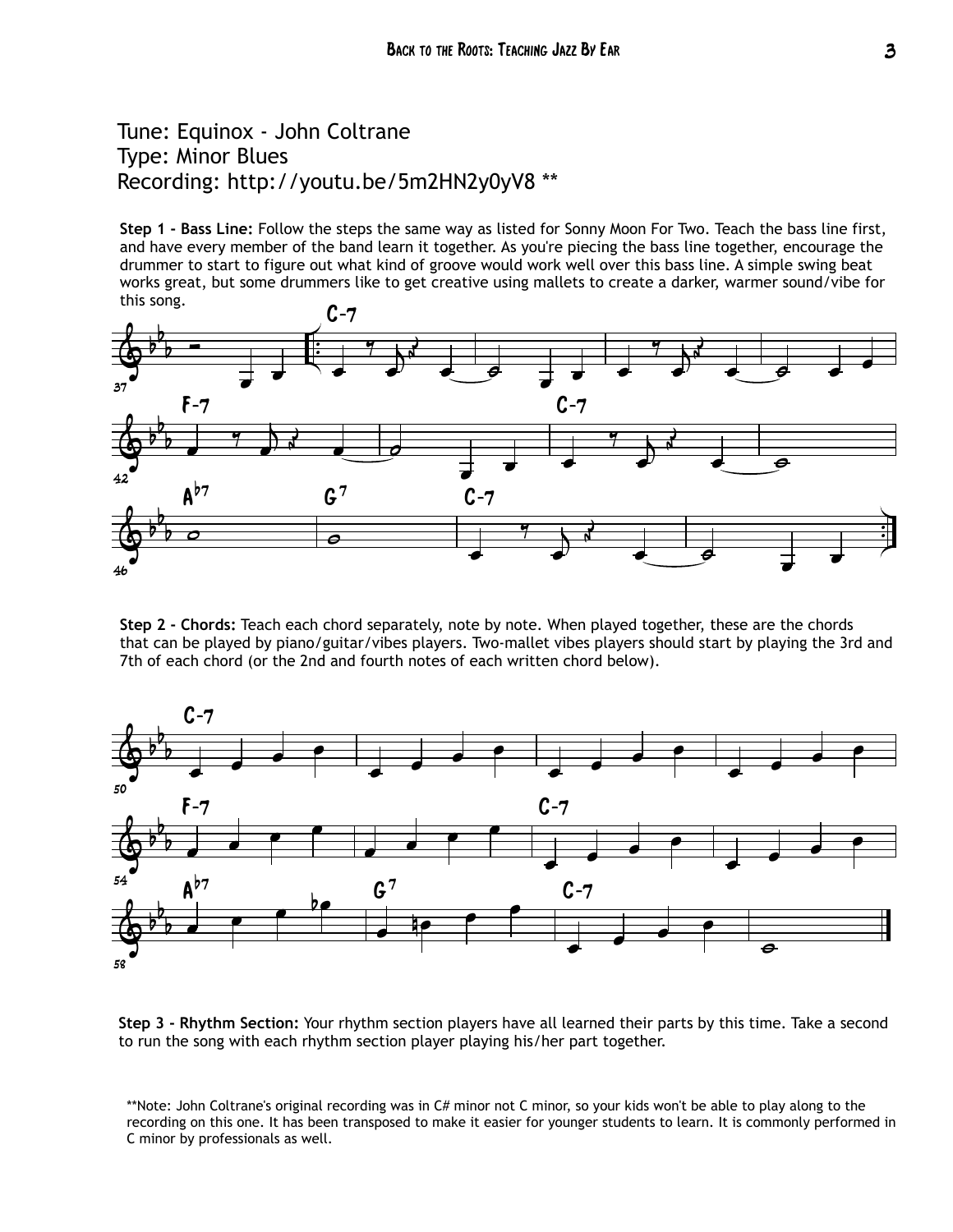Tune: Equinox - John Coltrane
Type: Minor Blues
Recording: http://youtu.be/5m2HN2y0yV8 **

**Step 1 - Bass Line:** Follow the steps the same way as listed for Sonny Moon For Two. Teach the bass line first, and have every member of the band learn it together. As you're piecing the bass line together, encourage the drummer to start to figure out what kind of groove would work well over this bass line. A simple swing beat works great, but some drummers like to get creative using mallets to create a darker, warmer sound/vibe for this song.

**Step 2 - Chords:** Teach each chord separately, note by note. When played together, these are the chords that can be played by piano/guitar/vibes players. Two-mallet vibes players should start by playing the 3rd and 7th of each chord (or the 2nd and fourth notes of each written chord below).

**Step 3 - Rhythm Section:** Your rhythm section players have all learned their parts by this time. Take a second to run the song with each rhythm section player playing his/her part together.

**Note: John Coltrane's original recording was in C# minor not C minor, so your kids won't be able to play along to the recording on this one. It has been transposed to make it easier for younger students to learn. It is commonly performed in C minor by professionals as well.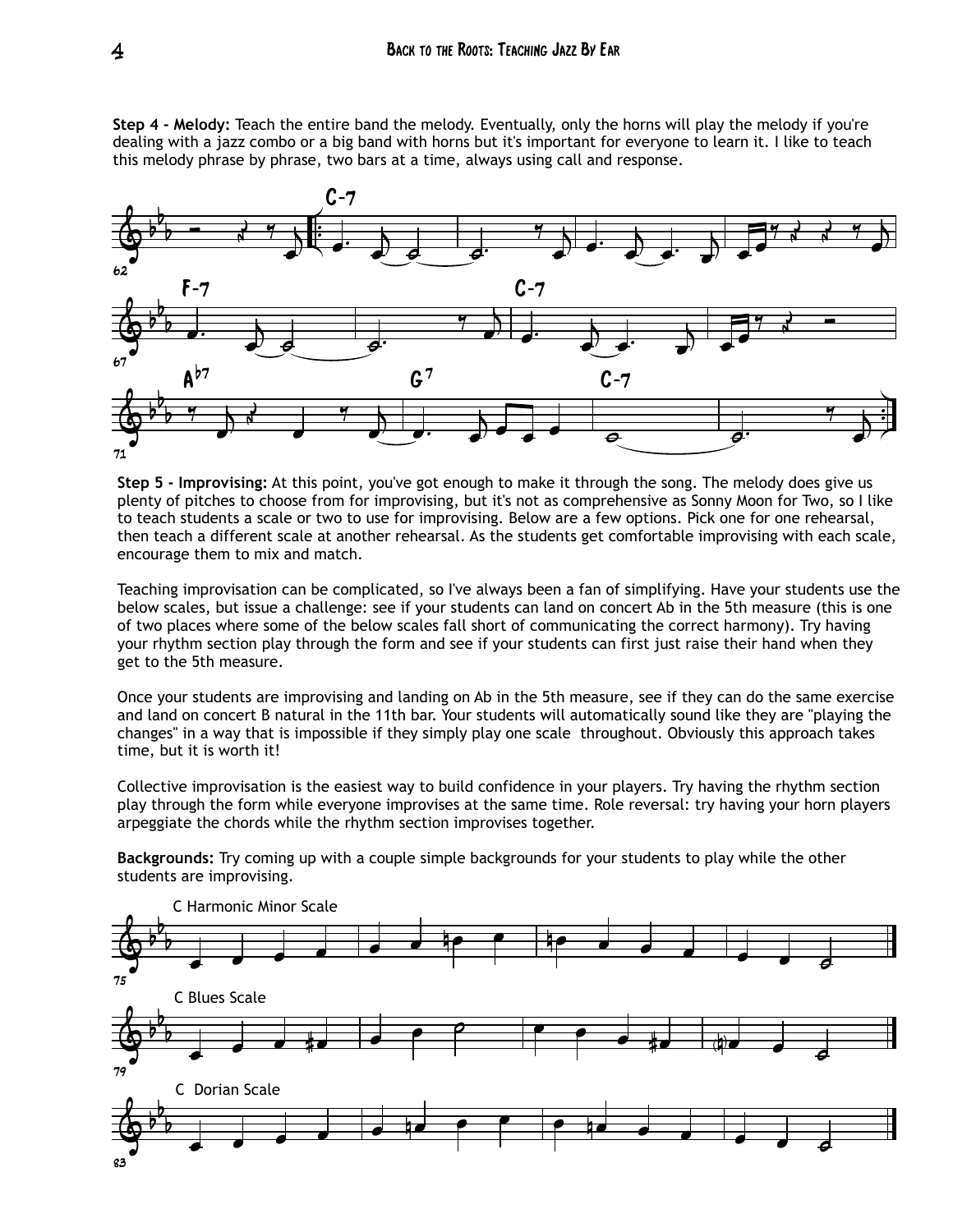**Step 4 - Melody:** Teach the entire band the melody. Eventually, only the horns will play the melody if you're dealing with a jazz combo or a big band with horns but it's important for everyone to learn it. I like to teach this melody phrase by phrase, two bars at a time, always using call and response.

C-7

62

F-7

C-7

67

Ab7

G7

C-7

71

**Step 5 - Improvising:** At this point, you've got enough to make it through the song. The melody does give us plenty of pitches to choose from for improvising, but it's not as comprehensive as Sonny Moon for Two, so I like to teach students a scale or two to use for improvising. Below are a few options. Pick one for one rehearsal, then teach a different scale at another rehearsal. As the students get comfortable improvising with each scale, encourage them to mix and match.

Teaching improvisation can be complicated, so I've always been a fan of simplifying. Have your students use the below scales, but issue a challenge: see if your students can land on concert Ab in the 5th measure (this is one of two places where some of the below scales fall short of communicating the correct harmony). Try having your rhythm section play through the form and see if your students can first just raise their hand when they get to the 5th measure.

Once your students are improvising and landing on Ab in the 5th measure, see if they can do the same exercise and land on concert B natural in the 11th bar. Your students will automatically sound like they are "playing the changes" in a way that is impossible if they simply play one scale throughout. Obviously this approach takes time, but it is worth it!

Collective improvisation is the easiest way to build confidence in your players. Try having the rhythm section play through the form while everyone improvises at the same time. Role reversal: try having your horn players arpeggiate the chords while the rhythm section improvises together.

**Backgrounds:** Try coming up with a couple simple backgrounds for your students to play while the other students are improvising.

C Harmonic Minor Scale

75

C Blues Scale

79

C Dorian Scale

83